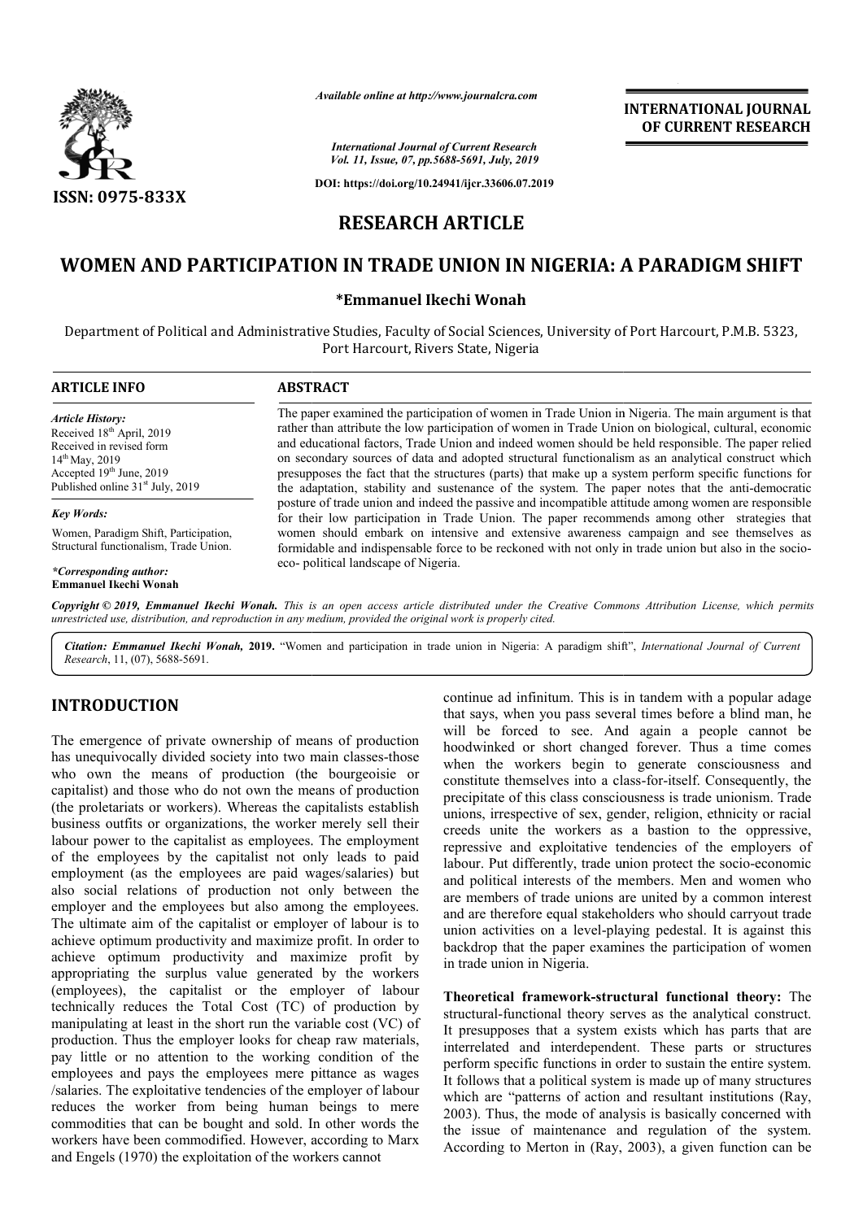# RESEARCH ARTICLE

# WOMEN AND PARTICIPATION IN TRADE UNION IN NIGERIA: A PARADIGM SHIFT

**\*Emmanuel Ikechi Wonah**

Department of Political and Administrative Studies, Faculty of Social Sciences, University of Port Harcourt, P.M.B. 5323, Port Harcourt, Rivers State, Nigeria

**ARTICLE INFO**

*Article History:*
Received 18th April, 2019
Received in revised form
14th May, 2019
Accepted 19th June, 2019
Published online 31st July, 2019

*Key Words:*
Women, Paradigm Shift, Participation, Structural functionalism, Trade Union.

*\*Corresponding author:*
**Emmanuel Ikechi Wonah**

**ABSTRACT**

The paper examined the participation of women in Trade Union in Nigeria. The main argument is that rather than attribute the low participation of women in Trade Union on biological, cultural, economic and educational factors, Trade Union and indeed women should be held responsible. The paper relied on secondary sources of data and adopted structural functionalism as an analytical construct which presupposes the fact that the structures (parts) that make up a system perform specific functions for the adaptation, stability and sustenance of the system. The paper notes that the anti-democratic posture of trade union and indeed the passive and incompatible attitude among women are responsible for their low participation in Trade Union. The paper recommends among other strategies that women should embark on intensive and extensive awareness campaign and see themselves as formidable and indispensable force to be reckoned with not only in trade union but also in the socio-eco- political landscape of Nigeria.

*Copyright © 2019, Emmanuel Ikechi Wonah. This is an open access article distributed under the Creative Commons Attribution License, which permits unrestricted use, distribution, and reproduction in any medium, provided the original work is properly cited.*

*Citation: Emmanuel Ikechi Wonah,* **2019.** "Women and participation in trade union in Nigeria: A paradigm shift", *International Journal of Current Research*, 11, (07), 5688-5691.

## INTRODUCTION

The emergence of private ownership of means of production has unequivocally divided society into two main classes-those who own the means of production (the bourgeoisie or capitalist) and those who do not own the means of production (the proletariats or workers). Whereas the capitalists establish business outfits or organizations, the worker merely sell their labour power to the capitalist as employees. The employment of the employees by the capitalist not only leads to paid employment (as the employees are paid wages/salaries) but also social relations of production not only between the employer and the employees but also among the employees. The ultimate aim of the capitalist or employer of labour is to achieve optimum productivity and maximize profit. In order to achieve optimum productivity and maximize profit by appropriating the surplus value generated by the workers (employees), the capitalist or the employer of labour technically reduces the Total Cost (TC) of production by manipulating at least in the short run the variable cost (VC) of production. Thus the employer looks for cheap raw materials, pay little or no attention to the working condition of the employees and pays the employees mere pittance as wages /salaries. The exploitative tendencies of the employer of labour reduces the worker from being human beings to mere commodities that can be bought and sold. In other words the workers have been commodified. However, according to Marx and Engels (1970) the exploitation of the workers cannot continue ad infinitum. This is in tandem with a popular adage that says, when you pass several times before a blind man, he will be forced to see. And again a people cannot be hoodwinked or short changed forever. Thus a time comes when the workers begin to generate consciousness and constitute themselves into a class-for-itself. Consequently, the precipitate of this class consciousness is trade unionism. Trade unions, irrespective of sex, gender, religion, ethnicity or racial creeds unite the workers as a bastion to the oppressive, repressive and exploitative tendencies of the employers of labour. Put differently, trade union protect the socio-economic and political interests of the members. Men and women who are members of trade unions are united by a common interest and are therefore equal stakeholders who should carryout trade union activities on a level-playing pedestal. It is against this backdrop that the paper examines the participation of women in trade union in Nigeria.

**Theoretical framework-structural functional theory:** The structural-functional theory serves as the analytical construct. It presupposes that a system exists which has parts that are interrelated and interdependent. These parts or structures perform specific functions in order to sustain the entire system. It follows that a political system is made up of many structures which are "patterns of action and resultant institutions (Ray, 2003). Thus, the mode of analysis is basically concerned with the issue of maintenance and regulation of the system. According to Merton in (Ray, 2003), a given function can be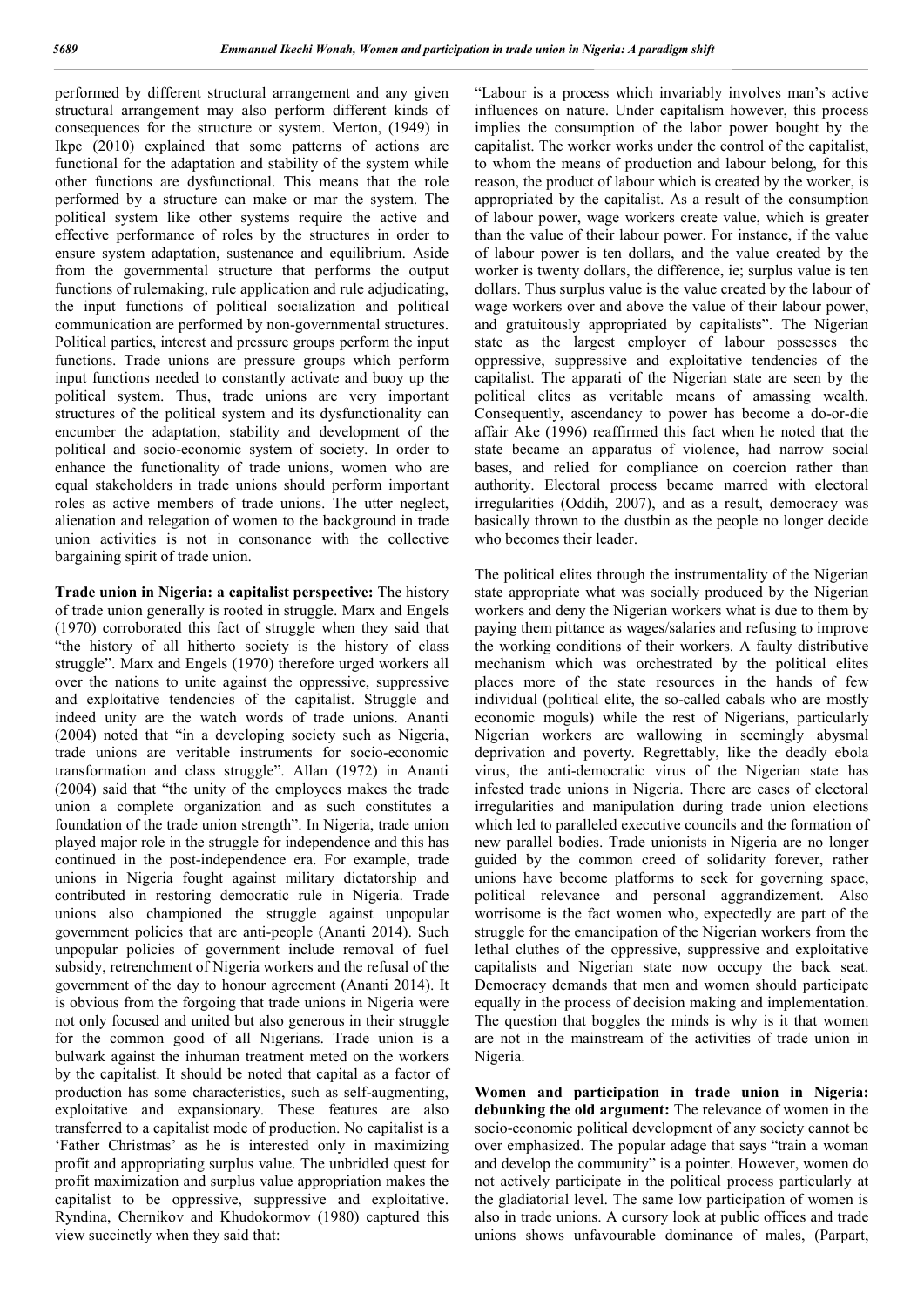performed by different structural arrangement and any given structural arrangement may also perform different kinds of consequences for the structure or system. Merton, (1949) in Ikpe (2010) explained that some patterns of actions are functional for the adaptation and stability of the system while other functions are dysfunctional. This means that the role performed by a structure can make or mar the system. The political system like other systems require the active and effective performance of roles by the structures in order to ensure system adaptation, sustenance and equilibrium. Aside from the governmental structure that performs the output functions of rulemaking, rule application and rule adjudicating, the input functions of political socialization and political communication are performed by non-governmental structures. Political parties, interest and pressure groups perform the input functions. Trade unions are pressure groups which perform input functions needed to constantly activate and buoy up the political system. Thus, trade unions are very important structures of the political system and its dysfunctionality can encumber the adaptation, stability and development of the political and socio-economic system of society. In order to enhance the functionality of trade unions, women who are equal stakeholders in trade unions should perform important roles as active members of trade unions. The utter neglect, alienation and relegation of women to the background in trade union activities is not in consonance with the collective bargaining spirit of trade union.

**Trade union in Nigeria: a capitalist perspective:** The history of trade union generally is rooted in struggle. Marx and Engels (1970) corroborated this fact of struggle when they said that "the history of all hitherto society is the history of class struggle". Marx and Engels (1970) therefore urged workers all over the nations to unite against the oppressive, suppressive and exploitative tendencies of the capitalist. Struggle and indeed unity are the watch words of trade unions. Ananti (2004) noted that "in a developing society such as Nigeria, trade unions are veritable instruments for socio-economic transformation and class struggle". Allan (1972) in Ananti (2004) said that "the unity of the employees makes the trade union a complete organization and as such constitutes a foundation of the trade union strength". In Nigeria, trade union played major role in the struggle for independence and this has continued in the post-independence era. For example, trade unions in Nigeria fought against military dictatorship and contributed in restoring democratic rule in Nigeria. Trade unions also championed the struggle against unpopular government policies that are anti-people (Ananti 2014). Such unpopular policies of government include removal of fuel subsidy, retrenchment of Nigeria workers and the refusal of the government of the day to honour agreement (Ananti 2014). It is obvious from the forgoing that trade unions in Nigeria were not only focused and united but also generous in their struggle for the common good of all Nigerians. Trade union is a bulwark against the inhuman treatment meted on the workers by the capitalist. It should be noted that capital as a factor of production has some characteristics, such as self-augmenting, exploitative and expansionary. These features are also transferred to a capitalist mode of production. No capitalist is a 'Father Christmas' as he is interested only in maximizing profit and appropriating surplus value. The unbridled quest for profit maximization and surplus value appropriation makes the capitalist to be oppressive, suppressive and exploitative. Ryndina, Chernikov and Khudokormov (1980) captured this view succinctly when they said that:

"Labour is a process which invariably involves man's active influences on nature. Under capitalism however, this process implies the consumption of the labor power bought by the capitalist. The worker works under the control of the capitalist, to whom the means of production and labour belong, for this reason, the product of labour which is created by the worker, is appropriated by the capitalist. As a result of the consumption of labour power, wage workers create value, which is greater than the value of their labour power. For instance, if the value of labour power is ten dollars, and the value created by the worker is twenty dollars, the difference, ie; surplus value is ten dollars. Thus surplus value is the value created by the labour of wage workers over and above the value of their labour power, and gratuitously appropriated by capitalists". The Nigerian state as the largest employer of labour possesses the oppressive, suppressive and exploitative tendencies of the capitalist. The apparati of the Nigerian state are seen by the political elites as veritable means of amassing wealth. Consequently, ascendancy to power has become a do-or-die affair Ake (1996) reaffirmed this fact when he noted that the state became an apparatus of violence, had narrow social bases, and relied for compliance on coercion rather than authority. Electoral process became marred with electoral irregularities (Oddih, 2007), and as a result, democracy was basically thrown to the dustbin as the people no longer decide who becomes their leader.

The political elites through the instrumentality of the Nigerian state appropriate what was socially produced by the Nigerian workers and deny the Nigerian workers what is due to them by paying them pittance as wages/salaries and refusing to improve the working conditions of their workers. A faulty distributive mechanism which was orchestrated by the political elites places more of the state resources in the hands of few individual (political elite, the so-called cabals who are mostly economic moguls) while the rest of Nigerians, particularly Nigerian workers are wallowing in seemingly abysmal deprivation and poverty. Regrettably, like the deadly ebola virus, the anti-democratic virus of the Nigerian state has infested trade unions in Nigeria. There are cases of electoral irregularities and manipulation during trade union elections which led to paralleled executive councils and the formation of new parallel bodies. Trade unionists in Nigeria are no longer guided by the common creed of solidarity forever, rather unions have become platforms to seek for governing space, political relevance and personal aggrandizement. Also worrisome is the fact women who, expectedly are part of the struggle for the emancipation of the Nigerian workers from the lethal cluthes of the oppressive, suppressive and exploitative capitalists and Nigerian state now occupy the back seat. Democracy demands that men and women should participate equally in the process of decision making and implementation. The question that boggles the minds is why is it that women are not in the mainstream of the activities of trade union in Nigeria.

**Women and participation in trade union in Nigeria: debunking the old argument:** The relevance of women in the socio-economic political development of any society cannot be over emphasized. The popular adage that says "train a woman and develop the community" is a pointer. However, women do not actively participate in the political process particularly at the gladiatorial level. The same low participation of women is also in trade unions. A cursory look at public offices and trade unions shows unfavourable dominance of males, (Parpart,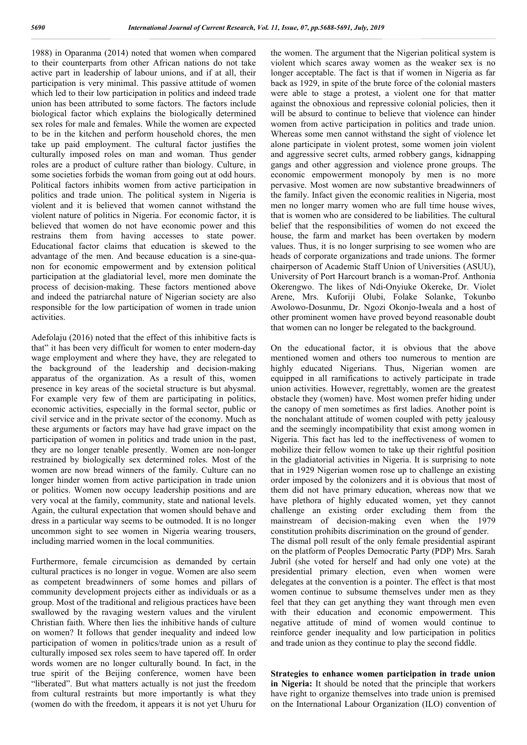1988) in Oparanma (2014) noted that women when compared to their counterparts from other African nations do not take active part in leadership of labour unions, and if at all, their participation is very minimal. This passive attitude of women which led to their low participation in politics and indeed trade union has been attributed to some factors. The factors include biological factor which explains the biologically determined sex roles for male and females. While the women are expected to be in the kitchen and perform household chores, the men take up paid employment. The cultural factor justifies the culturally imposed roles on man and woman. Thus gender roles are a product of culture rather than biology. Culture, in some societies forbids the woman from going out at odd hours. Political factors inhibits women from active participation in politics and trade union. The political system in Nigeria is violent and it is believed that women cannot withstand the violent nature of politics in Nigeria. For economic factor, it is believed that women do not have economic power and this restrains them from having accesses to state power. Educational factor claims that education is skewed to the advantage of the men. And because education is a sine-qua-non for economic empowerment and by extension political participation at the gladiatorial level, more men dominate the process of decision-making. These factors mentioned above and indeed the patriarchal nature of Nigerian society are also responsible for the low participation of women in trade union activities.

Adefolaju (2016) noted that the effect of this inhibitive facts is that" it has been very difficult for women to enter modern-day wage employment and where they have, they are relegated to the background of the leadership and decision-making apparatus of the organization. As a result of this, women presence in key areas of the societal structure is but abysmal. For example very few of them are participating in politics, economic activities, especially in the formal sector, public or civil service and in the private sector of the economy. Much as these arguments or factors may have had grave impact on the participation of women in politics and trade union in the past, they are no longer tenable presently. Women are non-longer restrained by biologically sex determined roles. Most of the women are now bread winners of the family. Culture can no longer hinder women from active participation in trade union or politics. Women now occupy leadership positions and are very vocal at the family, community, state and national levels. Again, the cultural expectation that women should behave and dress in a particular way seems to be outmoded. It is no longer uncommon sight to see women in Nigeria wearing trousers, including married women in the local communities.

Furthermore, female circumcision as demanded by certain cultural practices is no longer in vogue. Women are also seem as competent breadwinners of some homes and pillars of community development projects either as individuals or as a group. Most of the traditional and religious practices have been swallowed by the ravaging western values and the virulent Christian faith. Where then lies the inhibitive hands of culture on women? It follows that gender inequality and indeed low participation of women in politics/trade union as a result of culturally imposed sex roles seem to have tapered off. In order words women are no longer culturally bound. In fact, in the true spirit of the Beijing conference, women have been "liberated". But what matters actually is not just the freedom from cultural restraints but more importantly is what they (women do with the freedom, it appears it is not yet Uhuru for the women. The argument that the Nigerian political system is violent which scares away women as the weaker sex is no longer acceptable. The fact is that if women in Nigeria as far back as 1929, in spite of the brute force of the colonial masters were able to stage a protest, a violent one for that matter against the obnoxious and repressive colonial policies, then it will be absurd to continue to believe that violence can hinder women from active participation in politics and trade union. Whereas some men cannot withstand the sight of violence let alone participate in violent protest, some women join violent and aggressive secret cults, armed robbery gangs, kidnapping gangs and other aggression and violence prone groups. The economic empowerment monopoly by men is no more pervasive. Most women are now substantive breadwinners of the family. Infact given the economic realities in Nigeria, most men no longer marry women who are full time house wives, that is women who are considered to be liabilities. The cultural belief that the responsibilities of women do not exceed the house, the farm and market has been overtaken by modern values. Thus, it is no longer surprising to see women who are heads of corporate organizations and trade unions. The former chairperson of Academic Staff Union of Universities (ASUU), University of Port Harcourt branch is a woman-Prof. Anthonia Okerengwo. The likes of Ndi-Onyiuke Okereke, Dr. Violet Arene, Mrs. Kuforiji Olubi, Folake Solanke, Tokunbo Awolowo-Dosunmu, Dr. Ngozi Okonjo-Iweala and a host of other prominent women have proved beyond reasonable doubt that women can no longer be relegated to the background.

On the educational factor, it is obvious that the above mentioned women and others too numerous to mention are highly educated Nigerians. Thus, Nigerian women are equipped in all ramifications to actively participate in trade union activities. However, regrettably, women are the greatest obstacle they (women) have. Most women prefer hiding under the canopy of men sometimes as first ladies. Another point is the nonchalant attitude of women coupled with petty jealousy and the seemingly incompatibility that exist among women in Nigeria. This fact has led to the ineffectiveness of women to mobilize their fellow women to take up their rightful position in the gladiatorial activities in Nigeria. It is surprising to note that in 1929 Nigerian women rose up to challenge an existing order imposed by the colonizers and it is obvious that most of them did not have primary education, whereas now that we have plethora of highly educated women, yet they cannot challenge an existing order excluding them from the mainstream of decision-making even when the 1979 constitution prohibits discrimination on the ground of gender. The dismal poll result of the only female presidential aspirant on the platform of Peoples Democratic Party (PDP) Mrs. Sarah Jubril (she voted for herself and had only one vote) at the presidential primary election, even when women were delegates at the convention is a pointer. The effect is that most women continue to subsume themselves under men as they feel that they can get anything they want through men even with their education and economic empowerment. This negative attitude of mind of women would continue to reinforce gender inequality and low participation in politics and trade union as they continue to play the second fiddle.

**Strategies to enhance women participation in trade union in Nigeria:** It should be noted that the principle that workers have right to organize themselves into trade union is premised on the International Labour Organization (ILO) convention of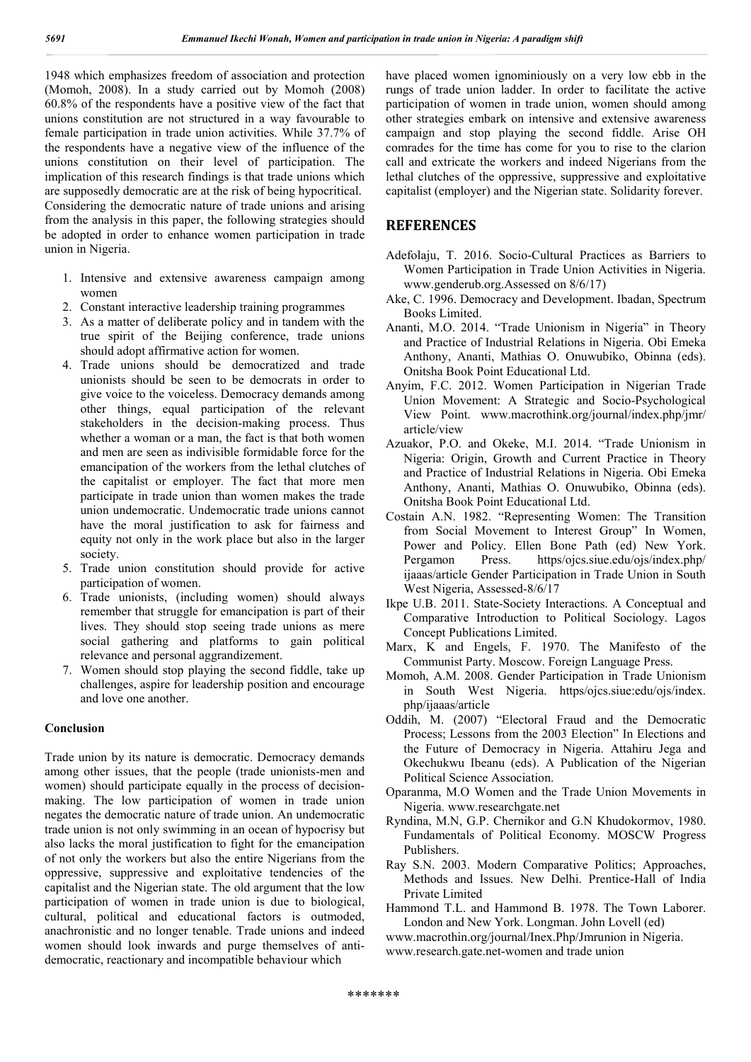1948 which emphasizes freedom of association and protection (Momoh, 2008). In a study carried out by Momoh (2008) 60.8% of the respondents have a positive view of the fact that unions constitution are not structured in a way favourable to female participation in trade union activities. While 37.7% of the respondents have a negative view of the influence of the unions constitution on their level of participation. The implication of this research findings is that trade unions which are supposedly democratic are at the risk of being hypocritical.

Considering the democratic nature of trade unions and arising from the analysis in this paper, the following strategies should be adopted in order to enhance women participation in trade union in Nigeria.

1. Intensive and extensive awareness campaign among women
2. Constant interactive leadership training programmes
3. As a matter of deliberate policy and in tandem with the true spirit of the Beijing conference, trade unions should adopt affirmative action for women.
4. Trade unions should be democratized and trade unionists should be seen to be democrats in order to give voice to the voiceless. Democracy demands among other things, equal participation of the relevant stakeholders in the decision-making process. Thus whether a woman or a man, the fact is that both women and men are seen as indivisible formidable force for the emancipation of the workers from the lethal clutches of the capitalist or employer. The fact that more men participate in trade union than women makes the trade union undemocratic. Undemocratic trade unions cannot have the moral justification to ask for fairness and equity not only in the work place but also in the larger society.
5. Trade union constitution should provide for active participation of women.
6. Trade unionists, (including women) should always remember that struggle for emancipation is part of their lives. They should stop seeing trade unions as mere social gathering and platforms to gain political relevance and personal aggrandizement.
7. Women should stop playing the second fiddle, take up challenges, aspire for leadership position and encourage and love one another.

#### Conclusion

Trade union by its nature is democratic. Democracy demands among other issues, that the people (trade unionists-men and women) should participate equally in the process of decision-making. The low participation of women in trade union negates the democratic nature of trade union. An undemocratic trade union is not only swimming in an ocean of hypocrisy but also lacks the moral justification to fight for the emancipation of not only the workers but also the entire Nigerians from the oppressive, suppressive and exploitative tendencies of the capitalist and the Nigerian state. The old argument that the low participation of women in trade union is due to biological, cultural, political and educational factors is outmoded, anachronistic and no longer tenable. Trade unions and indeed women should look inwards and purge themselves of anti-democratic, reactionary and incompatible behaviour which have placed women ignominiously on a very low ebb in the rungs of trade union ladder. In order to facilitate the active participation of women in trade union, women should among other strategies embark on intensive and extensive awareness campaign and stop playing the second fiddle. Arise OH comrades for the time has come for you to rise to the clarion call and extricate the workers and indeed Nigerians from the lethal clutches of the oppressive, suppressive and exploitative capitalist (employer) and the Nigerian state. Solidarity forever.

## REFERENCES

Adefolaju, T. 2016. Socio-Cultural Practices as Barriers to Women Participation in Trade Union Activities in Nigeria. www.genderub.org.Assessed on 8/6/17)

Ake, C. 1996. Democracy and Development. Ibadan, Spectrum Books Limited.

Ananti, M.O. 2014. "Trade Unionism in Nigeria" in Theory and Practice of Industrial Relations in Nigeria. Obi Emeka Anthony, Ananti, Mathias O. Onuwubiko, Obinna (eds). Onitsha Book Point Educational Ltd.

Anyim, F.C. 2012. Women Participation in Nigerian Trade Union Movement: A Strategic and Socio-Psychological View Point. www.macrothink.org/journal/index.php/jmr/article/view

Azuakor, P.O. and Okeke, M.I. 2014. "Trade Unionism in Nigeria: Origin, Growth and Current Practice in Theory and Practice of Industrial Relations in Nigeria. Obi Emeka Anthony, Ananti, Mathias O. Onuwubiko, Obinna (eds). Onitsha Book Point Educational Ltd.

Costain A.N. 1982. "Representing Women: The Transition from Social Movement to Interest Group" In Women, Power and Policy. Ellen Bone Path (ed) New York. Pergamon Press. https/ojcs.siue.edu/ojs/index.php/ijaaas/article Gender Participation in Trade Union in South West Nigeria, Assessed-8/6/17

Ikpe U.B. 2011. State-Society Interactions. A Conceptual and Comparative Introduction to Political Sociology. Lagos Concept Publications Limited.

Marx, K and Engels, F. 1970. The Manifesto of the Communist Party. Moscow. Foreign Language Press.

Momoh, A.M. 2008. Gender Participation in Trade Unionism in South West Nigeria. https/ojcs.siue:edu/ojs/index.php/ijaaas/article

Oddih, M. (2007) "Electoral Fraud and the Democratic Process; Lessons from the 2003 Election" In Elections and the Future of Democracy in Nigeria. Attahiru Jega and Okechukwu Ibeanu (eds). A Publication of the Nigerian Political Science Association.

Oparanma, M.O Women and the Trade Union Movements in Nigeria. www.researchgate.net

Ryndina, M.N, G.P. Chernikor and G.N Khudokormov, 1980. Fundamentals of Political Economy. MOSCW Progress Publishers.

Ray S.N. 2003. Modern Comparative Politics; Approaches, Methods and Issues. New Delhi. Prentice-Hall of India Private Limited

Hammond T.L. and Hammond B. 1978. The Town Laborer. London and New York. Longman. John Lovell (ed)

www.macrothin.org/journal/Inex.Php/Jmrunion in Nigeria.

www.research.gate.net-women and trade union

*******